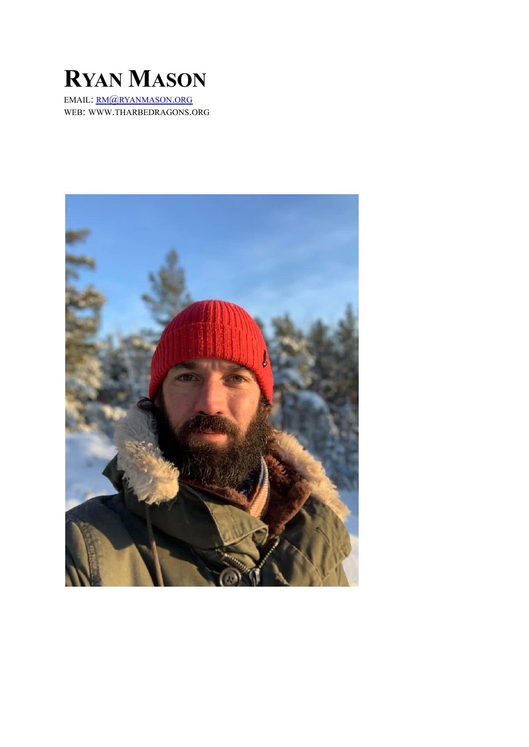# Ryan Mason

EMAIL: RM@RYANMASON.ORG

WEB: WWW.THARBEDRAGONS.ORG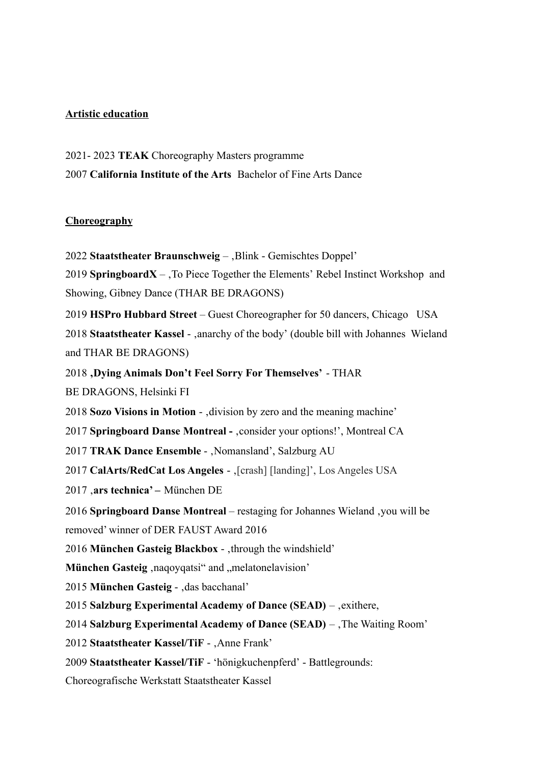**Artistic education**

2021- 2023 **TEAK** Choreography Masters programme
2007 **California Institute of the Arts** Bachelor of Fine Arts Dance

**Choreography**

2022 **Staatstheater Braunschweig** – ‚Blink - Gemischtes Doppel'
2019 **SpringboardX** – ‚To Piece Together the Elements' Rebel Instinct Workshop and Showing, Gibney Dance (THAR BE DRAGONS)
2019 **HSPro Hubbard Street** – Guest Choreographer for 50 dancers, Chicago USA
2018 **Staatstheater Kassel** - ‚anarchy of the body' (double bill with Johannes Wieland and THAR BE DRAGONS)
2018 **‚Dying Animals Don't Feel Sorry For Themselves'** - THAR BE DRAGONS, Helsinki FI
2018 **Sozo Visions in Motion** - ‚division by zero and the meaning machine'
2017 **Springboard Danse Montreal -** ‚consider your options!', Montreal CA
2017 **TRAK Dance Ensemble** - ‚Nomansland', Salzburg AU
2017 **CalArts/RedCat Los Angeles** - ‚[crash] [landing]', Los Angeles USA
2017 ‚**ars technica' –** München DE
2016 **Springboard Danse Montreal** – restaging for Johannes Wieland ‚you will be removed' winner of DER FAUST Award 2016
2016 **München Gasteig Blackbox** - ‚through the windshield'
**München Gasteig** ‚naqoyqatsi" and „melatonelavision'
2015 **München Gasteig** - ‚das bacchanal'
2015 **Salzburg Experimental Academy of Dance (SEAD)** – ‚exithere,
2014 **Salzburg Experimental Academy of Dance (SEAD)** – ‚The Waiting Room'
2012 **Staatstheater Kassel/TiF** - ‚Anne Frank'
2009 **Staatstheater Kassel/TiF** - 'hönigkuchenpferd' - Battlegrounds: Choreografische Werkstatt Staatstheater Kassel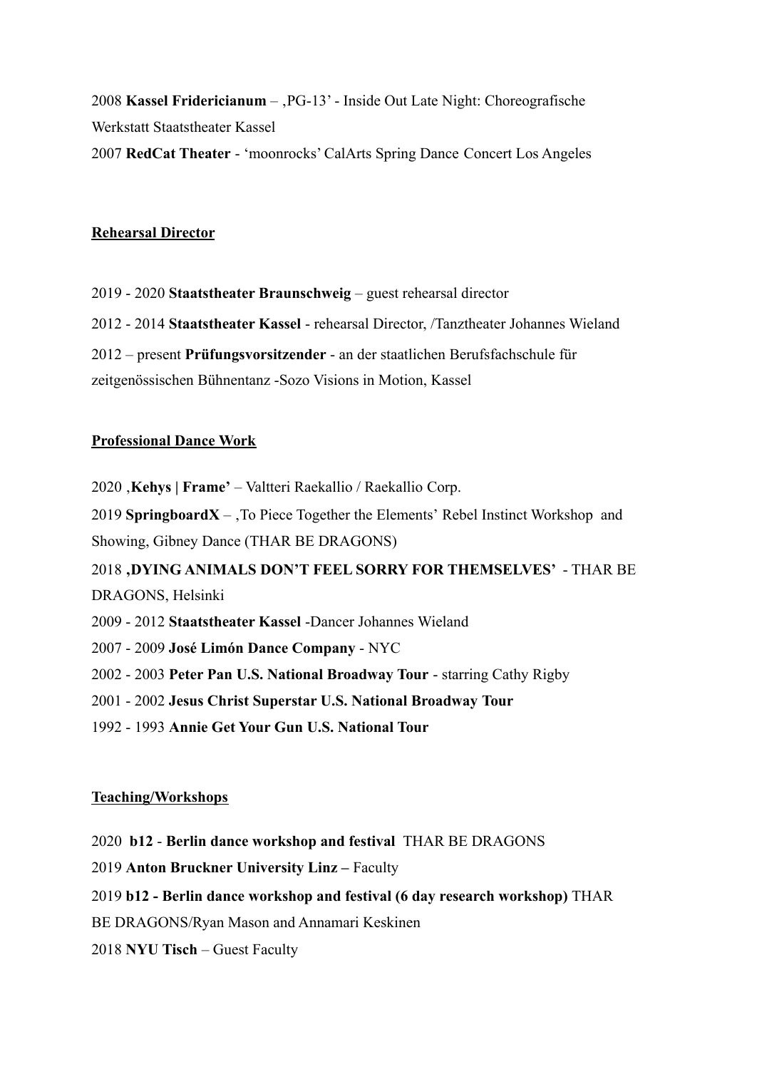2008 **Kassel Fridericianum** – ‚PG-13' - Inside Out Late Night: Choreografische Werkstatt Staatstheater Kassel

2007 **RedCat Theater** - 'moonrocks' CalArts Spring Dance Concert Los Angeles

## Rehearsal Director

2019 - 2020 **Staatstheater Braunschweig** – guest rehearsal director

2012 - 2014 **Staatstheater Kassel** - rehearsal Director, /Tanztheater Johannes Wieland

2012 – present **Prüfungsvorsitzender** - an der staatlichen Berufsfachschule für zeitgenössischen Bühnentanz -Sozo Visions in Motion, Kassel

## Professional Dance Work

2020 ‚**Kehys | Frame'** – Valtteri Raekallio / Raekallio Corp.

2019 **SpringboardX** – ‚To Piece Together the Elements' Rebel Instinct Workshop and Showing, Gibney Dance (THAR BE DRAGONS)

2018 **‚DYING ANIMALS DON'T FEEL SORRY FOR THEMSELVES'** - THAR BE DRAGONS, Helsinki

2009 - 2012 **Staatstheater Kassel** -Dancer Johannes Wieland

2007 - 2009 **José Limón Dance Company** - NYC

2002 - 2003 **Peter Pan U.S. National Broadway Tour** - starring Cathy Rigby

2001 - 2002 **Jesus Christ Superstar U.S. National Broadway Tour**

1992 - 1993 **Annie Get Your Gun U.S. National Tour**

## Teaching/Workshops

2020 **b12** - **Berlin dance workshop and festival** THAR BE DRAGONS

2019 **Anton Bruckner University Linz –** Faculty

2019 **b12 - Berlin dance workshop and festival (6 day research workshop)** THAR BE DRAGONS/Ryan Mason and Annamari Keskinen

2018 **NYU Tisch** – Guest Faculty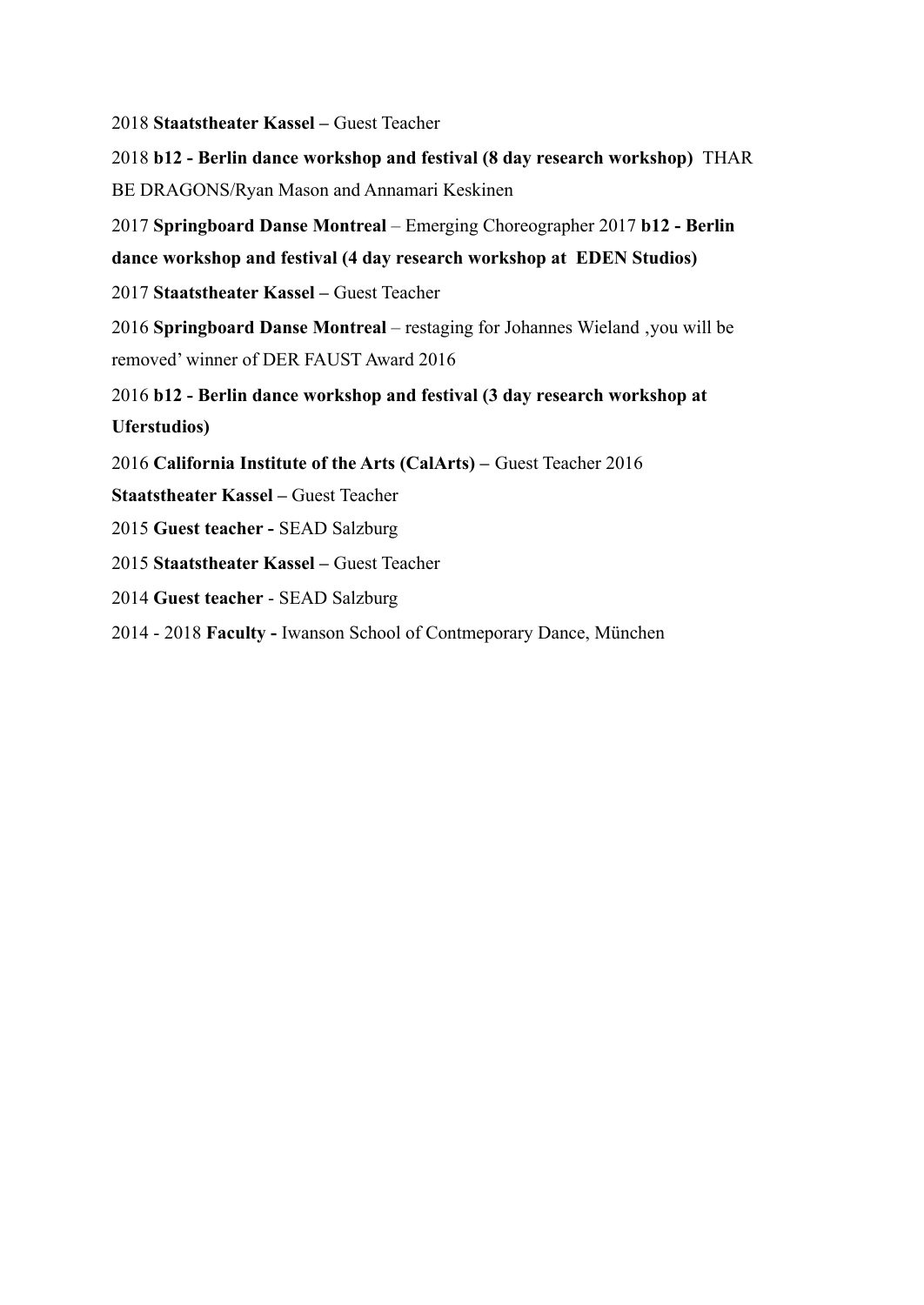2018 **Staatstheater Kassel –** Guest Teacher

2018 **b12 - Berlin dance workshop and festival (8 day research workshop)** THAR BE DRAGONS/Ryan Mason and Annamari Keskinen

2017 **Springboard Danse Montreal** – Emerging Choreographer 2017 **b12 - Berlin dance workshop and festival (4 day research workshop at EDEN Studios)**

2017 **Staatstheater Kassel –** Guest Teacher

2016 **Springboard Danse Montreal** – restaging for Johannes Wieland ,you will be removed' winner of DER FAUST Award 2016

2016 **b12 - Berlin dance workshop and festival (3 day research workshop at Uferstudios)**

2016 **California Institute of the Arts (CalArts) –** Guest Teacher 2016 **Staatstheater Kassel –** Guest Teacher

2015 **Guest teacher -** SEAD Salzburg

2015 **Staatstheater Kassel –** Guest Teacher

2014 **Guest teacher** - SEAD Salzburg

2014 - 2018 **Faculty -** Iwanson School of Contmeporary Dance, München